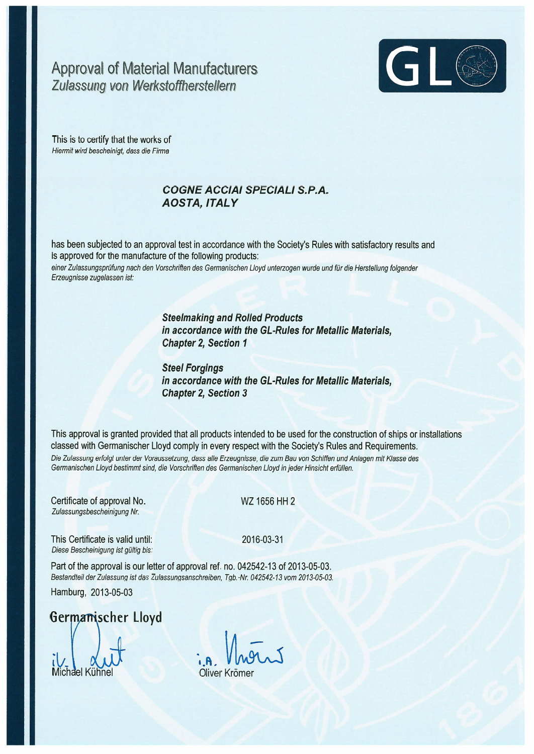# Approval of Material Manufacturers
## *Zulassung von Werkstoffherstellern*

This is to certify that the works of
*Hiermit wird bescheinigt, dass die Firma*

***COGNE ACCIAI SPECIALI S.P.A.***
***AOSTA, ITALY***

has been subjected to an approval test in accordance with the Society's Rules with satisfactory results and is approved for the manufacture of the following products:
*einer Zulassungsprüfung nach den Vorschriften des Germanischen Lloyd unterzogen wurde und für die Herstellung folgender Erzeugnisse zugelassen ist:*

***Steelmaking and Rolled Products***
***in accordance with the GL-Rules for Metallic Materials, Chapter 2, Section 1***

***Steel Forgings***
***in accordance with the GL-Rules for Metallic Materials, Chapter 2, Section 3***

This approval is granted provided that all products intended to be used for the construction of ships or installations classed with Germanischer Lloyd comply in every respect with the Society's Rules and Requirements.
*Die Zulassung erfolgt unter der Voraussetzung, dass alle Erzeugnisse, die zum Bau von Schiffen und Anlagen mit Klasse des Germanischen Lloyd bestimmt sind, die Vorschriften des Germanischen Lloyd in jeder Hinsicht erfüllen.*

Certificate of approval No. WZ 1656 HH 2
*Zulassungsbescheinigung Nr.*

This Certificate is valid until: 2016-03-31
*Diese Bescheinigung ist gültig bis:*

Part of the approval is our letter of approval ref. no. 042542-13 of 2013-05-03.
*Bestandteil der Zulassung ist das Zulassungsanschreiben, Tgb.-Nr. 042542-13 vom 2013-05-03.*

Hamburg, 2013-05-03

**Germanischer Lloyd**

i.V. Michael Kühnel    i.A. Oliver Krömer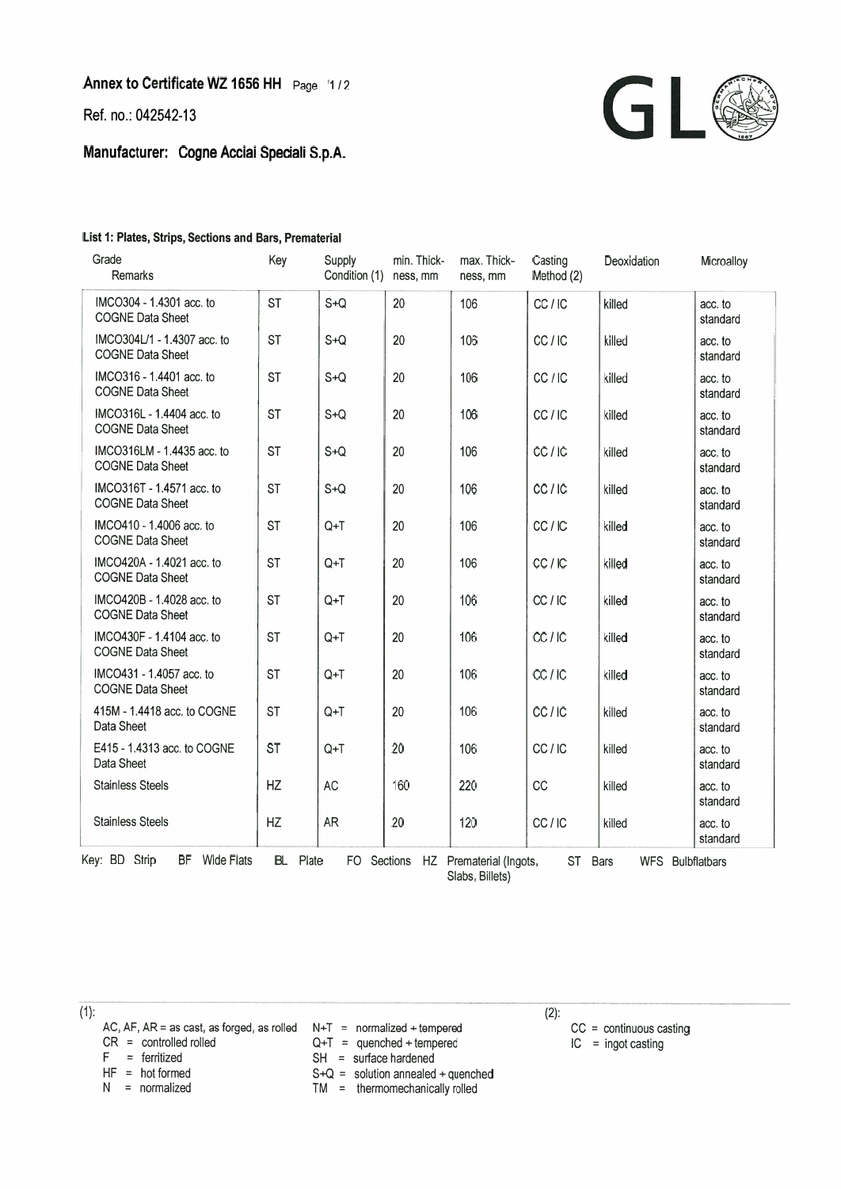**Annex to Certificate WZ 1656 HH** Page 1 / 2

Ref. no.: 042542-13

GL

**Manufacturer: Cogne Acciai Speciali S.p.A.**

**List 1: Plates, Strips, Sections and Bars, Premateria**

| Grade Remarks | Key | Supply Condition (1) | min. Thick-ness, mm | max. Thick-ness, mm | Casting Method (2) | Deoxidation | Microalloy |
|---|---|---|---|---|---|---|---|
| IMCO304 - 1.4301 acc. to COGNE Data Sheet | ST | S+Q | 20 | 106 | CC / IC | killed | acc. to standard |
| IMCO304L/1 - 1.4307 acc. to COGNE Data Sheet | ST | S+Q | 20 | 106 | CC / IC | killed | acc. to standard |
| IMCO316 - 1.4401 acc. to COGNE Data Sheet | ST | S+Q | 20 | 106 | CC / IC | killed | acc. to standard |
| IMCO316L - 1.4404 acc. to COGNE Data Sheet | ST | S+Q | 20 | 106 | CC / IC | killed | acc. to standard |
| IMCO316LM - 1.4435 acc. to COGNE Data Sheet | ST | S+Q | 20 | 106 | CC / IC | killed | acc. to standard |
| IMCO316T - 1.4571 acc. to COGNE Data Sheet | ST | S+Q | 20 | 106 | CC / IC | killed | acc. to standard |
| IMCO410 - 1.4006 acc. to COGNE Data Sheet | ST | Q+T | 20 | 106 | CC / IC | killed | acc. to standard |
| IMCO420A - 1.4021 acc. to COGNE Data Sheet | ST | Q+T | 20 | 106 | CC / IC | killed | acc. to standard |
| IMCO420B - 1.4028 acc. to COGNE Data Sheet | ST | Q+T | 20 | 106 | CC / IC | killed | acc. to standard |
| IMCO430F - 1.4104 acc. to COGNE Data Sheet | ST | Q+T | 20 | 106 | CC / IC | killed | acc. to standard |
| IMCO431 - 1.4057 acc. to COGNE Data Sheet | ST | Q+T | 20 | 106 | CC / IC | killed | acc. to standard |
| 415M - 1.4418 acc. to COGNE Data Sheet | ST | Q+T | 20 | 106 | CC / IC | killed | acc. to standard |
| E415 - 1.4313 acc. to COGNE Data Sheet | ST | Q+T | 20 | 106 | CC / IC | killed | acc. to standard |
| Stainless Steels | HZ | AC | 160 | 220 | CC | killed | acc. to standard |
| Stainless Steels | HZ | AR | 20 | 120 | CC / IC | killed | acc. to standard |

Key: BD Strip BF Wide Flats BL Plate FO Sections HZ Prematerial (Ingots, Slabs, Billets) ST Bars WFS Bulbflatbars

(1):
AC, AF, AR = as cast, as forged, as rolled
CR = controlled rolled
F = ferritized
HF = hot formed
N = normalized
N+T = normalized + tempered
Q+T = quenched + tempered
SH = surface hardened
S+Q = solution annealed + quenched
TM = thermomechanically rolled

(2):
CC = continuous casting
IC = ingot casting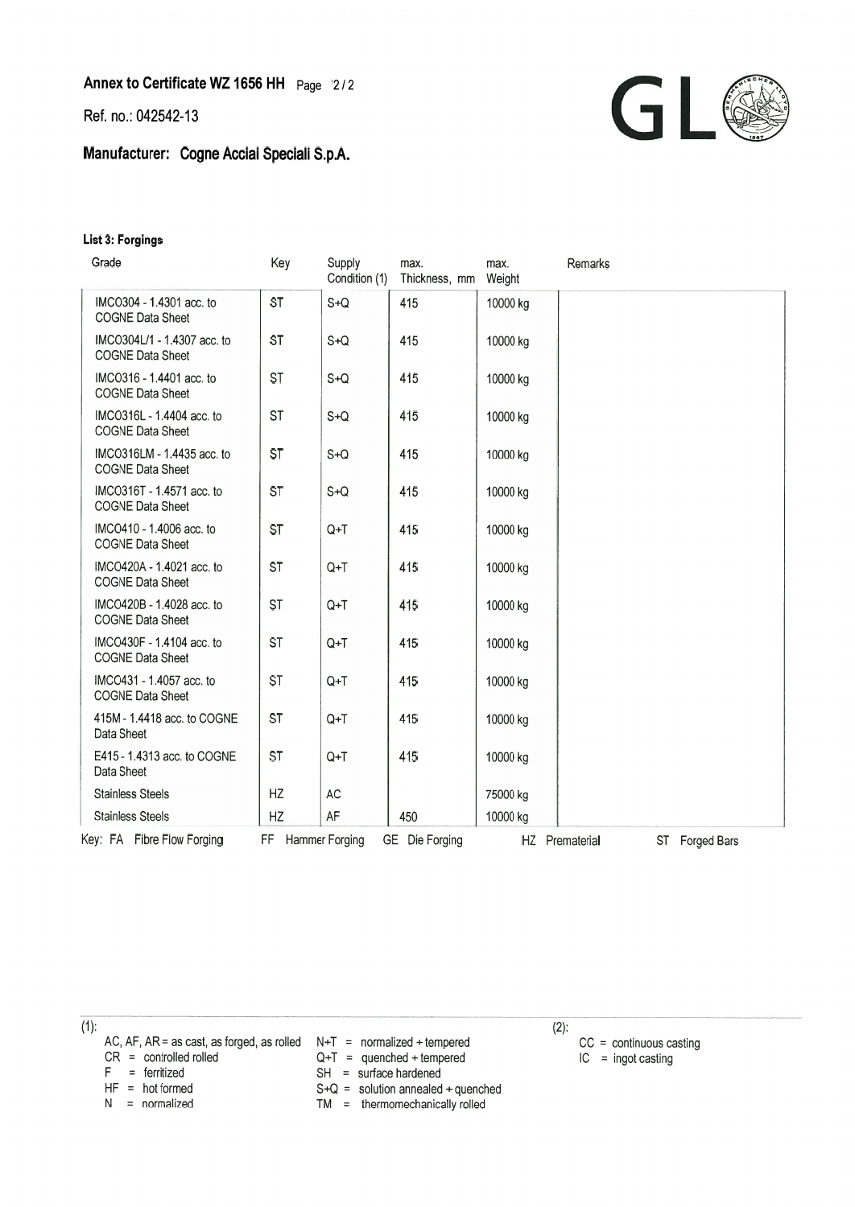**Annex to Certificate WZ 1656 HH** Page 2 / 2

Ref. no.: 042542-13

**Manufacturer: Cogne Acciai Speciali S.p.A.**

**List 3: Forgings**

| Grade | Key | Supply Condition (1) | max. Thickness, mm | max. Weight | Remarks |
|---|---|---|---|---|---|
| IMCO304 - 1.4301 acc. to COGNE Data Sheet | ST | S+Q | 415 | 10000 kg | |
| IMCO304L/1 - 1.4307 acc. to COGNE Data Sheet | ST | S+Q | 415 | 10000 kg | |
| IMCO316 - 1.4401 acc. to COGNE Data Sheet | ST | S+Q | 415 | 10000 kg | |
| IMCO316L - 1.4404 acc. to COGNE Data Sheet | ST | S+Q | 415 | 10000 kg | |
| IMCO316LM - 1.4435 acc. to COGNE Data Sheet | ST | S+Q | 415 | 10000 kg | |
| IMCO316T - 1.4571 acc. to COGNE Data Sheet | ST | S+Q | 415 | 10000 kg | |
| IMCO410 - 1.4006 acc. to COGNE Data Sheet | ST | Q+T | 415 | 10000 kg | |
| IMCO420A - 1.4021 acc. to COGNE Data Sheet | ST | Q+T | 415 | 10000 kg | |
| IMCO420B - 1.4028 acc. to COGNE Data Sheet | ST | Q+T | 415 | 10000 kg | |
| IMCO430F - 1.4104 acc. to COGNE Data Sheet | ST | Q+T | 415 | 10000 kg | |
| IMCO431 - 1.4057 acc. to COGNE Data Sheet | ST | Q+T | 415 | 10000 kg | |
| 415M - 1.4418 acc. to COGNE Data Sheet | ST | Q+T | 415 | 10000 kg | |
| E415 - 1.4313 acc. to COGNE Data Sheet | ST | Q+T | 415 | 10000 kg | |
| Stainless Steels | HZ | AC | | 75000 kg | |
| Stainless Steels | HZ | AF | 450 | 10000 kg | |

Key: FA Fibre Flow Forging FF Hammer Forging GE Die Forging HZ Prematerial ST Forged Bars

(1):
- AC, AF, AR = as cast, as forged, as rolled
- CR = controlled rolled
- F = ferritized
- HF = hot formed
- N = normalized
- N+T = normalized + tempered
- Q+T = quenched + tempered
- SH = surface hardened
- S+Q = solution annealed + quenched
- TM = thermomechanically rolled

(2):
- CC = continuous casting
- IC = ingot casting